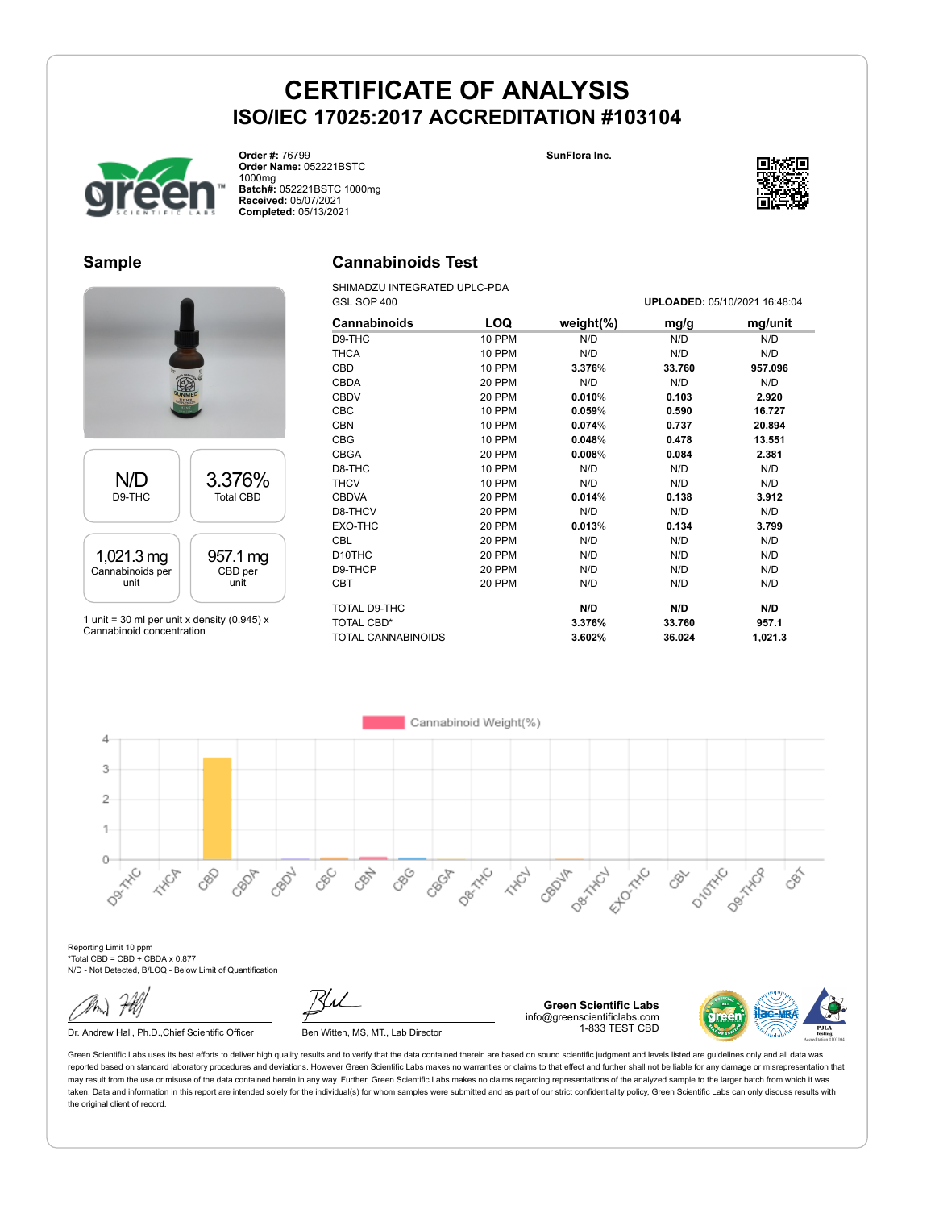# CERTIFICATE OF ANALYSIS

## ISO/IEC 17025:2017 ACCREDITATION #103104

**Order #:** 76799
**Order Name:** 052221BSTC 1000mg
**Batch#:** 052221BSTC 1000mg
**Received:** 05/07/2021
**Completed:** 05/13/2021

**SunFlora Inc.**

## Sample

| N/D | 3.376% |
|---|---|
| D9-THC | Total CBD |

| 1,021.3 mg | 957.1 mg |
|---|---|
| Cannabinoids per unit | CBD per unit |

1 unit = 30 ml per unit x density (0.945) x Cannabinoid concentration

## Cannabinoids Test

SHIMADZU INTEGRATED UPLC-PDA
GSL SOP 400

**UPLOADED:** 05/10/2021 16:48:04

| Cannabinoids | LOQ | weight(%) | mg/g | mg/unit |
|---|---|---|---|---|
| D9-THC | 10 PPM | N/D | N/D | N/D |
| THCA | 10 PPM | N/D | N/D | N/D |
| CBD | 10 PPM | **3.376%** | **33.760** | **957.096** |
| CBDA | 20 PPM | N/D | N/D | N/D |
| CBDV | 20 PPM | **0.010%** | **0.103** | **2.920** |
| CBC | 10 PPM | **0.059%** | **0.590** | **16.727** |
| CBN | 10 PPM | **0.074%** | **0.737** | **20.894** |
| CBG | 10 PPM | **0.048%** | **0.478** | **13.551** |
| CBGA | 20 PPM | **0.008%** | **0.084** | **2.381** |
| D8-THC | 10 PPM | N/D | N/D | N/D |
| THCV | 10 PPM | N/D | N/D | N/D |
| CBDVA | 20 PPM | **0.014%** | **0.138** | **3.912** |
| D8-THCV | 20 PPM | N/D | N/D | N/D |
| EXO-THC | 20 PPM | **0.013%** | **0.134** | **3.799** |
| CBL | 20 PPM | N/D | N/D | N/D |
| D10THC | 20 PPM | N/D | N/D | N/D |
| D9-THCP | 20 PPM | N/D | N/D | N/D |
| CBT | 20 PPM | N/D | N/D | N/D |
| TOTAL D9-THC | | **N/D** | **N/D** | **N/D** |
| TOTAL CBD* | | **3.376%** | **33.760** | **957.1** |
| TOTAL CANNABINOIDS | | **3.602%** | **36.024** | **1,021.3** |

Reporting Limit 10 ppm
*Total CBD = CBD + CBDA x 0.877
N/D - Not Detected, B/LOQ - Below Limit of Quantification

Dr. Andrew Hall, Ph.D.,Chief Scientific Officer

Ben Witten, MS, MT., Lab Director

**Green Scientific Labs**
info@greenscientificlabs.com
1-833 TEST CBD

Green Scientific Labs uses its best efforts to deliver high quality results and to verify that the data contained therein are based on sound scientific judgment and levels listed are guidelines only and all data was reported based on standard laboratory procedures and deviations. However Green Scientific Labs makes no warranties or claims to that effect and further shall not be liable for any damage or misrepresentation that may result from the use or misuse of the data contained herein in any way. Further, Green Scientific Labs makes no claims regarding representations of the analyzed sample to the larger batch from which it was taken. Data and information in this report are intended solely for the individual(s) for whom samples were submitted and as part of our strict confidentiality policy, Green Scientific Labs can only discuss results with the original client of record.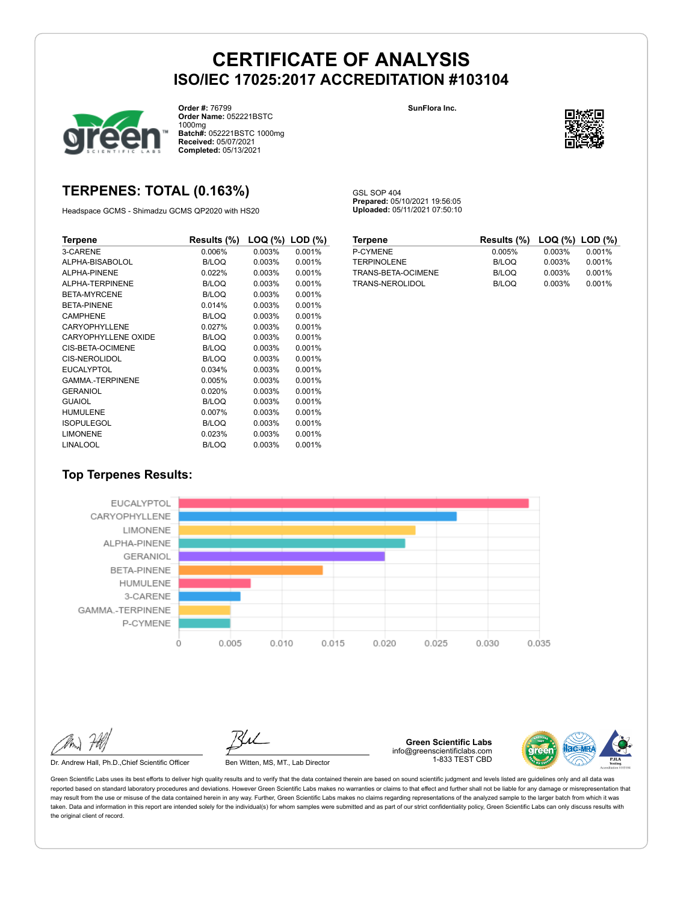# CERTIFICATE OF ANALYSIS

## ISO/IEC 17025:2017 ACCREDITATION #103104

**Order #:** 76799
**Order Name:** 052221BSTC 1000mg
**Batch#:** 052221BSTC 1000mg
**Received:** 05/07/2021
**Completed:** 05/13/2021

SunFlora Inc.

## TERPENES: TOTAL (0.163%)

Headspace GCMS - Shimadzu GCMS QP2020 with HS20

GSL SOP 404
**Prepared:** 05/10/2021 19:56:05
**Uploaded:** 05/11/2021 07:50:10

| Terpene | Results (%) | LOQ (%) | LOD (%) |
|---|---|---|---|
| 3-CARENE | 0.006% | 0.003% | 0.001% |
| ALPHA-BISABOLOL | B/LOQ | 0.003% | 0.001% |
| ALPHA-PINENE | 0.022% | 0.003% | 0.001% |
| ALPHA-TERPINENE | B/LOQ | 0.003% | 0.001% |
| BETA-MYRCENE | B/LOQ | 0.003% | 0.001% |
| BETA-PINENE | 0.014% | 0.003% | 0.001% |
| CAMPHENE | B/LOQ | 0.003% | 0.001% |
| CARYOPHYLLENE | 0.027% | 0.003% | 0.001% |
| CARYOPHYLLENE OXIDE | B/LOQ | 0.003% | 0.001% |
| CIS-BETA-OCIMENE | B/LOQ | 0.003% | 0.001% |
| CIS-NEROLIDOL | B/LOQ | 0.003% | 0.001% |
| EUCALYPTOL | 0.034% | 0.003% | 0.001% |
| GAMMA.-TERPINENE | 0.005% | 0.003% | 0.001% |
| GERANIOL | 0.020% | 0.003% | 0.001% |
| GUAIOL | B/LOQ | 0.003% | 0.001% |
| HUMULENE | 0.007% | 0.003% | 0.001% |
| ISOPULEGOL | B/LOQ | 0.003% | 0.001% |
| LIMONENE | 0.023% | 0.003% | 0.001% |
| LINALOOL | B/LOQ | 0.003% | 0.001% |
| P-CYMENE | 0.005% | 0.003% | 0.001% |
| TERPINOLENE | B/LOQ | 0.003% | 0.001% |
| TRANS-BETA-OCIMENE | B/LOQ | 0.003% | 0.001% |
| TRANS-NEROLIDOL | B/LOQ | 0.003% | 0.001% |

### Top Terpenes Results:

| Terpene | Result (%) |
|---|---|
| EUCALYPTOL | 0.034 |
| CARYOPHYLLENE | 0.027 |
| LIMONENE | 0.023 |
| ALPHA-PINENE | 0.022 |
| GERANIOL | 0.020 |
| BETA-PINENE | 0.014 |
| HUMULENE | 0.007 |
| 3-CARENE | 0.006 |
| GAMMA.-TERPINENE | 0.005 |
| P-CYMENE | 0.005 |

Dr. Andrew Hall, Ph.D.,Chief Scientific Officer

Ben Witten, MS, MT., Lab Director

**Green Scientific Labs**
info@greenscientificlabs.com
1-833 TEST CBD

Green Scientific Labs uses its best efforts to deliver high quality results and to verify that the data contained therein are based on sound scientific judgment and levels listed are guidelines only and all data was reported based on standard laboratory procedures and deviations. However Green Scientific Labs makes no warranties or claims to that effect and further shall not be liable for any damage or misrepresentation that may result from the use or misuse of the data contained herein in any way. Further, Green Scientific Labs makes no claims regarding representations of the analyzed sample to the larger batch from which it was taken. Data and information in this report are intended solely for the individual(s) for whom samples were submitted and as part of our strict confidentiality policy, Green Scientific Labs can only discuss results with the original client of record.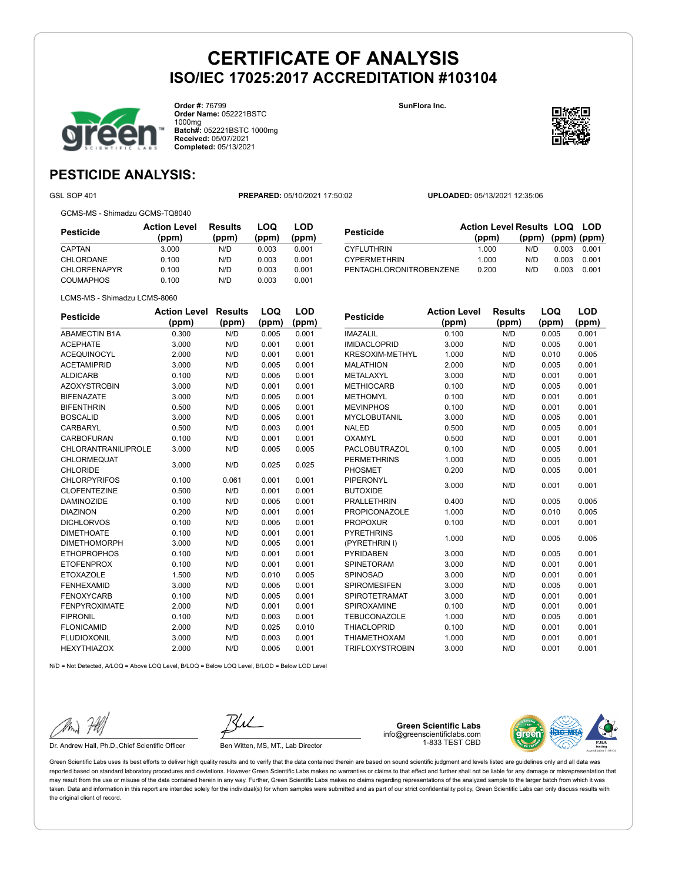# CERTIFICATE OF ANALYSIS

## ISO/IEC 17025:2017 ACCREDITATION #103104

**Order #:** 76799
**Order Name:** 052221BSTC 1000mg
**Batch#:** 052221BSTC 1000mg
**Received:** 05/07/2021
**Completed:** 05/13/2021

**SunFlora Inc.**

## PESTICIDE ANALYSIS:

GSL SOP 401 **PREPARED:** 05/10/2021 17:50:02 **UPLOADED:** 05/13/2021 12:35:06

GCMS-MS - Shimadzu GCMS-TQ8040

| Pesticide | Action Level (ppm) | Results (ppm) | LOQ (ppm) | LOD (ppm) |
|---|---|---|---|---|
| CAPTAN | 3.000 | N/D | 0.003 | 0.001 |
| CHLORDANE | 0.100 | N/D | 0.003 | 0.001 |
| CHLORFENAPYR | 0.100 | N/D | 0.003 | 0.001 |
| COUMAPHOS | 0.100 | N/D | 0.003 | 0.001 |
| CYFLUTHRIN | 1.000 | N/D | 0.003 | 0.001 |
| CYPERMETHRIN | 1.000 | N/D | 0.003 | 0.001 |
| PENTACHLORONITROBENZENE | 0.200 | N/D | 0.003 | 0.001 |

LCMS-MS - Shimadzu LCMS-8060

| Pesticide | Action Level (ppm) | Results (ppm) | LOQ (ppm) | LOD (ppm) |
|---|---|---|---|---|
| ABAMECTIN B1A | 0.300 | N/D | 0.005 | 0.001 |
| ACEPHATE | 3.000 | N/D | 0.001 | 0.001 |
| ACEQUINOCYL | 2.000 | N/D | 0.001 | 0.001 |
| ACETAMIPRID | 3.000 | N/D | 0.005 | 0.001 |
| ALDICARB | 0.100 | N/D | 0.005 | 0.001 |
| AZOXYSTROBIN | 3.000 | N/D | 0.001 | 0.001 |
| BIFENAZATE | 3.000 | N/D | 0.005 | 0.001 |
| BIFENTHRIN | 0.500 | N/D | 0.005 | 0.001 |
| BOSCALID | 3.000 | N/D | 0.005 | 0.001 |
| CARBARYL | 0.500 | N/D | 0.003 | 0.001 |
| CARBOFURAN | 0.100 | N/D | 0.001 | 0.001 |
| CHLORANTRANILIPROLE | 3.000 | N/D | 0.005 | 0.005 |
| CHLORMEQUAT CHLORIDE | 3.000 | N/D | 0.025 | 0.025 |
| CHLORPYRIFOS | 0.100 | 0.061 | 0.001 | 0.001 |
| CLOFENTEZINE | 0.500 | N/D | 0.001 | 0.001 |
| DAMINOZIDE | 0.100 | N/D | 0.005 | 0.001 |
| DIAZINON | 0.200 | N/D | 0.001 | 0.001 |
| DICHLORVOS | 0.100 | N/D | 0.005 | 0.001 |
| DIMETHOATE | 0.100 | N/D | 0.001 | 0.001 |
| DIMETHOMORPH | 3.000 | N/D | 0.005 | 0.001 |
| ETHOPROPHOS | 0.100 | N/D | 0.001 | 0.001 |
| ETOFENPROX | 0.100 | N/D | 0.001 | 0.001 |
| ETOXAZOLE | 1.500 | N/D | 0.010 | 0.005 |
| FENHEXAMID | 3.000 | N/D | 0.005 | 0.001 |
| FENOXYCARB | 0.100 | N/D | 0.005 | 0.001 |
| FENPYROXIMATE | 2.000 | N/D | 0.001 | 0.001 |
| FIPRONIL | 0.100 | N/D | 0.003 | 0.001 |
| FLONICAMID | 2.000 | N/D | 0.025 | 0.010 |
| FLUDIOXONIL | 3.000 | N/D | 0.003 | 0.001 |
| HEXYTHIAZOX | 2.000 | N/D | 0.005 | 0.001 |
| IMAZALIL | 0.100 | N/D | 0.005 | 0.001 |
| IMIDACLOPRID | 3.000 | N/D | 0.005 | 0.001 |
| KRESOXIM-METHYL | 1.000 | N/D | 0.010 | 0.005 |
| MALATHION | 2.000 | N/D | 0.005 | 0.001 |
| METALAXYL | 3.000 | N/D | 0.001 | 0.001 |
| METHIOCARB | 0.100 | N/D | 0.005 | 0.001 |
| METHOMYL | 0.100 | N/D | 0.001 | 0.001 |
| MEVINPHOS | 0.100 | N/D | 0.001 | 0.001 |
| MYCLOBUTANIL | 3.000 | N/D | 0.005 | 0.001 |
| NALED | 0.500 | N/D | 0.005 | 0.001 |
| OXAMYL | 0.500 | N/D | 0.001 | 0.001 |
| PACLOBUTRAZOL | 0.100 | N/D | 0.005 | 0.001 |
| PERMETHRINS | 1.000 | N/D | 0.005 | 0.001 |
| PHOSMET | 0.200 | N/D | 0.005 | 0.001 |
| PIPERONYL BUTOXIDE | 3.000 | N/D | 0.001 | 0.001 |
| PRALLETHRIN | 0.400 | N/D | 0.005 | 0.005 |
| PROPICONAZOLE | 1.000 | N/D | 0.010 | 0.005 |
| PROPOXUR | 0.100 | N/D | 0.001 | 0.001 |
| PYRETHRINS (PYRETHRIN I) | 1.000 | N/D | 0.005 | 0.005 |
| PYRIDABEN | 3.000 | N/D | 0.005 | 0.001 |
| SPINETORAM | 3.000 | N/D | 0.001 | 0.001 |
| SPINOSAD | 3.000 | N/D | 0.001 | 0.001 |
| SPIROMESIFEN | 3.000 | N/D | 0.005 | 0.001 |
| SPIROTETRAMAT | 3.000 | N/D | 0.001 | 0.001 |
| SPIROXAMINE | 0.100 | N/D | 0.001 | 0.001 |
| TEBUCONAZOLE | 1.000 | N/D | 0.005 | 0.001 |
| THIACLOPRID | 0.100 | N/D | 0.001 | 0.001 |
| THIAMETHOXAM | 1.000 | N/D | 0.001 | 0.001 |
| TRIFLOXYSTROBIN | 3.000 | N/D | 0.001 | 0.001 |

N/D = Not Detected, A/LOQ = Above LOQ Level, B/LOQ = Below LOQ Level, B/LOD = Below LOD Level

Dr. Andrew Hall, Ph.D.,Chief Scientific Officer

Ben Witten, MS, MT., Lab Director

**Green Scientific Labs**
info@greenscientificlabs.com
1-833 TEST CBD

Green Scientific Labs uses its best efforts to deliver high quality results and to verify that the data contained therein are based on sound scientific judgment and levels listed are guidelines only and all data was reported based on standard laboratory procedures and deviations. However Green Scientific Labs makes no warranties or claims to that effect and further shall not be liable for any damage or misrepresentation that may result from the use or misuse of the data contained herein in any way. Further, Green Scientific Labs makes no claims regarding representations of the analyzed sample to the larger batch from which it was taken. Data and information in this report are intended solely for the individual(s) for whom samples were submitted and as part of our strict confidentiality policy, Green Scientific Labs can only discuss results with the original client of record.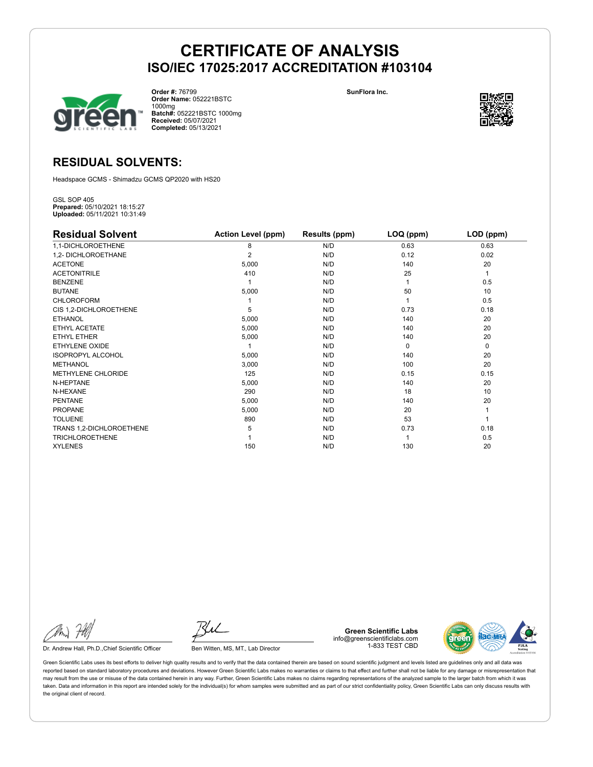# CERTIFICATE OF ANALYSIS
## ISO/IEC 17025:2017 ACCREDITATION #103104

**Order #:** 76799
**Order Name:** 052221BSTC 1000mg
**Batch#:** 052221BSTC 1000mg
**Received:** 05/07/2021
**Completed:** 05/13/2021

**SunFlora Inc.**

## RESIDUAL SOLVENTS:

Headspace GCMS - Shimadzu GCMS QP2020 with HS20

GSL SOP 405
**Prepared:** 05/10/2021 18:15:27
**Uploaded:** 05/11/2021 10:31:49

| Residual Solvent | Action Level (ppm) | Results (ppm) | LOQ (ppm) | LOD (ppm) |
|---|---|---|---|---|
| 1,1-DICHLOROETHENE | 8 | N/D | 0.63 | 0.63 |
| 1,2- DICHLOROETHANE | 2 | N/D | 0.12 | 0.02 |
| ACETONE | 5,000 | N/D | 140 | 20 |
| ACETONITRILE | 410 | N/D | 25 | 1 |
| BENZENE | 1 | N/D | 1 | 0.5 |
| BUTANE | 5,000 | N/D | 50 | 10 |
| CHLOROFORM | 1 | N/D | 1 | 0.5 |
| CIS 1,2-DICHLOROETHENE | 5 | N/D | 0.73 | 0.18 |
| ETHANOL | 5,000 | N/D | 140 | 20 |
| ETHYL ACETATE | 5,000 | N/D | 140 | 20 |
| ETHYL ETHER | 5,000 | N/D | 140 | 20 |
| ETHYLENE OXIDE | 1 | N/D | 0 | 0 |
| ISOPROPYL ALCOHOL | 5,000 | N/D | 140 | 20 |
| METHANOL | 3,000 | N/D | 100 | 20 |
| METHYLENE CHLORIDE | 125 | N/D | 0.15 | 0.15 |
| N-HEPTANE | 5,000 | N/D | 140 | 20 |
| N-HEXANE | 290 | N/D | 18 | 10 |
| PENTANE | 5,000 | N/D | 140 | 20 |
| PROPANE | 5,000 | N/D | 20 | 1 |
| TOLUENE | 890 | N/D | 53 | 1 |
| TRANS 1,2-DICHLOROETHENE | 5 | N/D | 0.73 | 0.18 |
| TRICHLOROETHENE | 1 | N/D | 1 | 0.5 |
| XYLENES | 150 | N/D | 130 | 20 |

Dr. Andrew Hall, Ph.D.,Chief Scientific Officer

Ben Witten, MS, MT., Lab Director

**Green Scientific Labs**
info@greenscientificlabs.com
1-833 TEST CBD

Green Scientific Labs uses its best efforts to deliver high quality results and to verify that the data contained therein are based on sound scientific judgment and levels listed are guidelines only and all data was reported based on standard laboratory procedures and deviations. However Green Scientific Labs makes no warranties or claims to that effect and further shall not be liable for any damage or misrepresentation that may result from the use or misuse of the data contained herein in any way. Further, Green Scientific Labs makes no claims regarding representations of the analyzed sample to the larger batch from which it was taken. Data and information in this report are intended solely for the individual(s) for whom samples were submitted and as part of our strict confidentiality policy, Green Scientific Labs can only discuss results with the original client of record.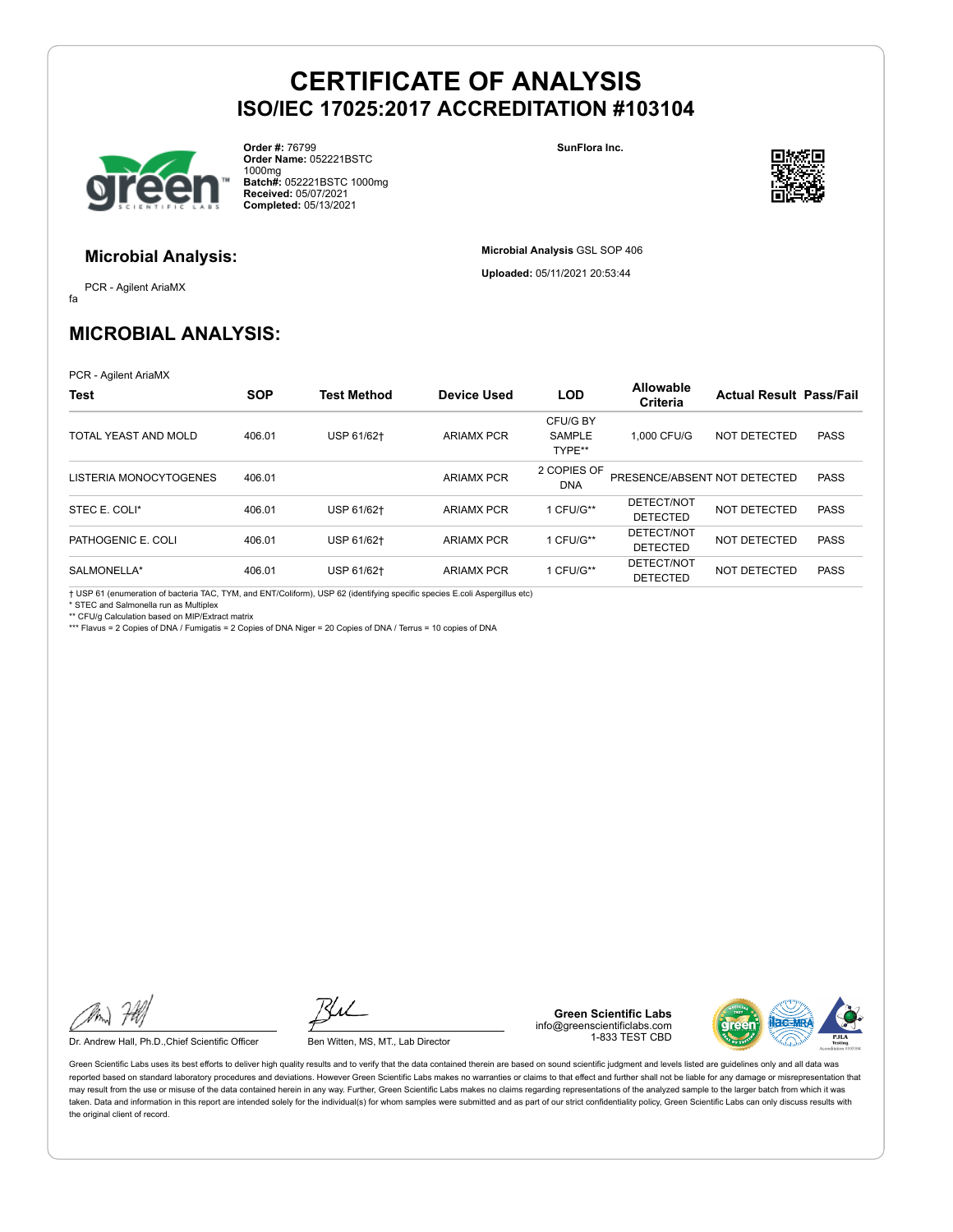# CERTIFICATE OF ANALYSIS
## ISO/IEC 17025:2017 ACCREDITATION #103104

**Order #:** 76799
**Order Name:** 052221BSTC 1000mg
**Batch#:** 052221BSTC 1000mg
**Received:** 05/07/2021
**Completed:** 05/13/2021

**SunFlora Inc.**

### Microbial Analysis:

PCR - Agilent AriaMX
fa

**Microbial Analysis** GSL SOP 406

**Uploaded:** 05/11/2021 20:53:44

## MICROBIAL ANALYSIS:

PCR - Agilent AriaMX

| Test | SOP | Test Method | Device Used | LOD | Allowable Criteria | Actual Result | Pass/Fail |
|---|---|---|---|---|---|---|---|
| TOTAL YEAST AND MOLD | 406.01 | USP 61/62† | ARIAMX PCR | CFU/G BY SAMPLE TYPE** | 1,000 CFU/G | NOT DETECTED | PASS |
| LISTERIA MONOCYTOGENES | 406.01 | | ARIAMX PCR | 2 COPIES OF DNA | PRESENCE/ABSENT | NOT DETECTED | PASS |
| STEC E. COLI* | 406.01 | USP 61/62† | ARIAMX PCR | 1 CFU/G** | DETECT/NOT DETECTED | NOT DETECTED | PASS |
| PATHOGENIC E. COLI | 406.01 | USP 61/62† | ARIAMX PCR | 1 CFU/G** | DETECT/NOT DETECTED | NOT DETECTED | PASS |
| SALMONELLA* | 406.01 | USP 61/62† | ARIAMX PCR | 1 CFU/G** | DETECT/NOT DETECTED | NOT DETECTED | PASS |

† USP 61 (enumeration of bacteria TAC, TYM, and ENT/Coliform), USP 62 (identifying specific species E.coli Aspergillus etc)
* STEC and Salmonella run as Multiplex
** CFU/g Calculation based on MIP/Extract matrix
*** Flavus = 2 Copies of DNA / Fumigatis = 2 Copies of DNA Niger = 20 Copies of DNA / Terrus = 10 copies of DNA

Dr. Andrew Hall, Ph.D.,Chief Scientific Officer

Ben Witten, MS, MT., Lab Director

**Green Scientific Labs**
info@greenscientificlabs.com
1-833 TEST CBD

Green Scientific Labs uses its best efforts to deliver high quality results and to verify that the data contained therein are based on sound scientific judgment and levels listed are guidelines only and all data was reported based on standard laboratory procedures and deviations. However Green Scientific Labs makes no warranties or claims to that effect and further shall not be liable for any damage or misrepresentation that may result from the use or misuse of the data contained herein in any way. Further, Green Scientific Labs makes no claims regarding representations of the analyzed sample to the larger batch from which it was taken. Data and information in this report are intended solely for the individual(s) for whom samples were submitted and as part of our strict confidentiality policy, Green Scientific Labs can only discuss results with the original client of record.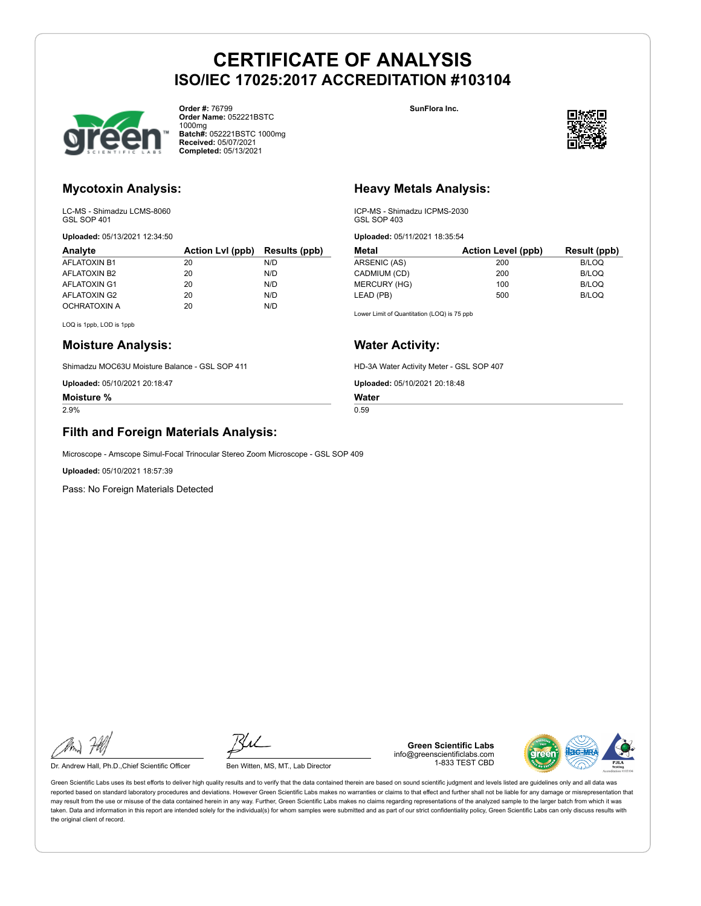# CERTIFICATE OF ANALYSIS

## ISO/IEC 17025:2017 ACCREDITATION #103104

**Order #:** 76799
**Order Name:** 052221BSTC 1000mg
**Batch#:** 052221BSTC 1000mg
**Received:** 05/07/2021
**Completed:** 05/13/2021

SunFlora Inc.

## Mycotoxin Analysis:

LC-MS - Shimadzu LCMS-8060
GSL SOP 401

**Uploaded:** 05/13/2021 12:34:50

| Analyte | Action Lvl (ppb) | Results (ppb) |
|---|---|---|
| AFLATOXIN B1 | 20 | N/D |
| AFLATOXIN B2 | 20 | N/D |
| AFLATOXIN G1 | 20 | N/D |
| AFLATOXIN G2 | 20 | N/D |
| OCHRATOXIN A | 20 | N/D |

LOQ is 1ppb, LOD is 1ppb

## Heavy Metals Analysis:

ICP-MS - Shimadzu ICPMS-2030
GSL SOP 403

**Uploaded:** 05/11/2021 18:35:54

| Metal | Action Level (ppb) | Result (ppb) |
|---|---|---|
| ARSENIC (AS) | 200 | B/LOQ |
| CADMIUM (CD) | 200 | B/LOQ |
| MERCURY (HG) | 100 | B/LOQ |
| LEAD (PB) | 500 | B/LOQ |

Lower Limit of Quantitation (LOQ) is 75 ppb

## Moisture Analysis:

Shimadzu MOC63U Moisture Balance - GSL SOP 411

**Uploaded:** 05/10/2021 20:18:47

| Moisture % |
|---|
| 2.9% |

## Water Activity:

HD-3A Water Activity Meter - GSL SOP 407

**Uploaded:** 05/10/2021 20:18:48

| Water |
|---|
| 0.59 |

## Filth and Foreign Materials Analysis:

Microscope - Amscope Simul-Focal Trinocular Stereo Zoom Microscope - GSL SOP 409

**Uploaded:** 05/10/2021 18:57:39

Pass: No Foreign Materials Detected

Dr. Andrew Hall, Ph.D.,Chief Scientific Officer

Ben Witten, MS, MT., Lab Director

**Green Scientific Labs**
info@greenscientificlabs.com
1-833 TEST CBD

Green Scientific Labs uses its best efforts to deliver high quality results and to verify that the data contained therein are based on sound scientific judgment and levels listed are guidelines only and all data was reported based on standard laboratory procedures and deviations. However Green Scientific Labs makes no warranties or claims to that effect and further shall not be liable for any damage or misrepresentation that may result from the use or misuse of the data contained herein in any way. Further, Green Scientific Labs makes no claims regarding representations of the analyzed sample to the larger batch from which it was taken. Data and information in this report are intended solely for the individual(s) for whom samples were submitted and as part of our strict confidentiality policy, Green Scientific Labs can only discuss results with the original client of record.